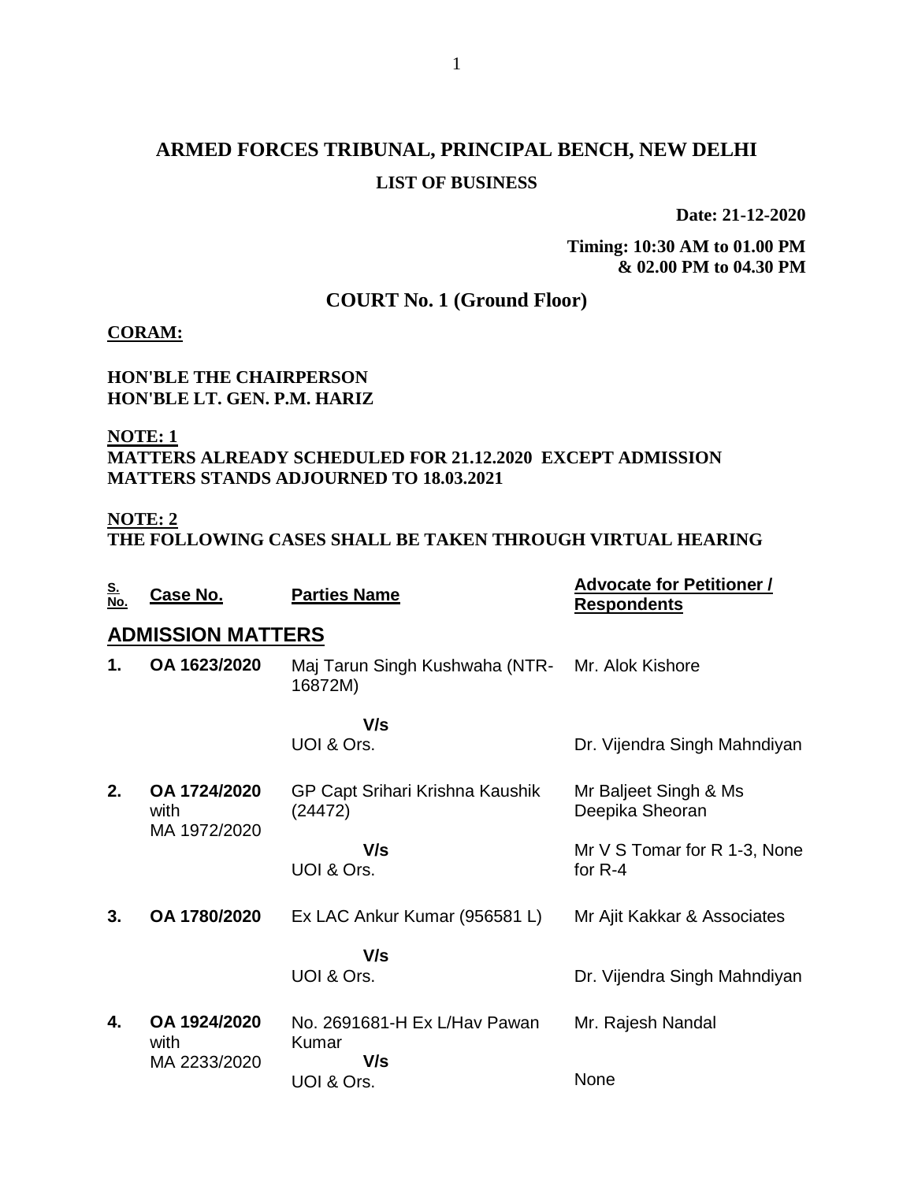# ARMED FORCES TRIBUNAL, PRINCIPAL BENCH, NEW DELHI

## LIST OF BUSINESS

**Date: 21-12-2020**

**Timing: 10:30 AM to 01.00 PM & 02.00 PM to 04.30 PM**

## COURT No. 1 (Ground Floor)

**CORAM:**

**HON'BLE THE CHAIRPERSON**
**HON'BLE LT. GEN. P.M. HARIZ**

**NOTE: 1**
**MATTERS ALREADY SCHEDULED FOR 21.12.2020 EXCEPT ADMISSION MATTERS STANDS ADJOURNED TO 18.03.2021**

**NOTE: 2**
**THE FOLLOWING CASES SHALL BE TAKEN THROUGH VIRTUAL HEARING**

| S. No. | Case No. | Parties Name | Advocate for Petitioner / Respondents |
|---|---|---|---|
| **ADMISSION MATTERS** | | | |
| **1.** | **OA 1623/2020** | Maj Tarun Singh Kushwaha (NTR-16872M) | Mr. Alok Kishore |
| | | **V/s** | |
| | | UOI & Ors. | Dr. Vijendra Singh Mahndiyan |
| **2.** | **OA 1724/2020** with MA 1972/2020 | GP Capt Srihari Krishna Kaushik (24472) | Mr Baljeet Singh & Ms Deepika Sheoran |
| | | **V/s** | |
| | | UOI & Ors. | Mr V S Tomar for R 1-3, None for R-4 |
| **3.** | **OA 1780/2020** | Ex LAC Ankur Kumar (956581 L) | Mr Ajit Kakkar & Associates |
| | | **V/s** | |
| | | UOI & Ors. | Dr. Vijendra Singh Mahndiyan |
| **4.** | **OA 1924/2020** with MA 2233/2020 | No. 2691681-H Ex L/Hav Pawan Kumar | Mr. Rajesh Nandal |
| | | **V/s** | |
| | | UOI & Ors. | None |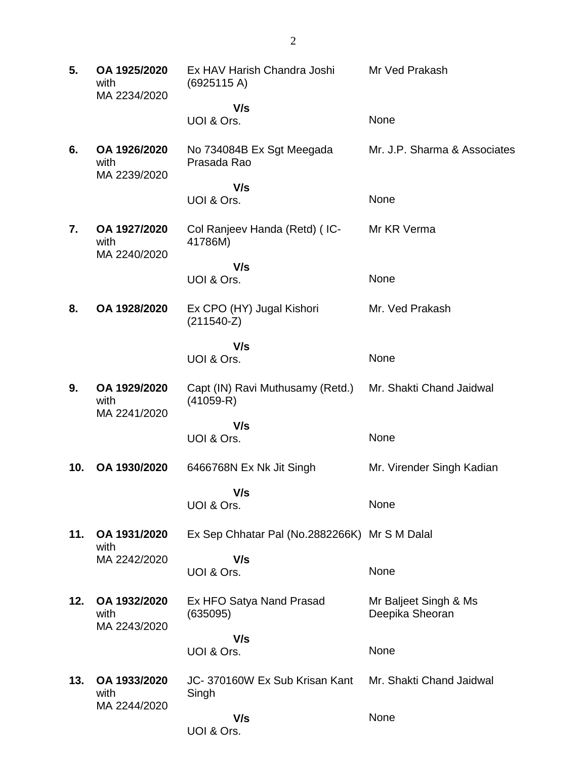| | | | |
|---|---|---|---|
| **5.** | **OA 1925/2020** with MA 2234/2020 | Ex HAV Harish Chandra Joshi (6925115 A) | Mr Ved Prakash |
| | | **V/s** UOI & Ors. | None |
| **6.** | **OA 1926/2020** with MA 2239/2020 | No 734084B Ex Sgt Meegada Prasada Rao | Mr. J.P. Sharma & Associates |
| | | **V/s** UOI & Ors. | None |
| **7.** | **OA 1927/2020** with MA 2240/2020 | Col Ranjeev Handa (Retd) ( IC-41786M) | Mr KR Verma |
| | | **V/s** UOI & Ors. | None |
| **8.** | **OA 1928/2020** | Ex CPO (HY) Jugal Kishori (211540-Z) | Mr. Ved Prakash |
| | | **V/s** UOI & Ors. | None |
| **9.** | **OA 1929/2020** with MA 2241/2020 | Capt (IN) Ravi Muthusamy (Retd.) (41059-R) | Mr. Shakti Chand Jaidwal |
| | | **V/s** UOI & Ors. | None |
| **10.** | **OA 1930/2020** | 6466768N Ex Nk Jit Singh | Mr. Virender Singh Kadian |
| | | **V/s** UOI & Ors. | None |
| **11.** | **OA 1931/2020** with MA 2242/2020 | Ex Sep Chhatar Pal (No.2882266K) | Mr S M Dalal |
| | | **V/s** UOI & Ors. | None |
| **12.** | **OA 1932/2020** with MA 2243/2020 | Ex HFO Satya Nand Prasad (635095) | Mr Baljeet Singh & Ms Deepika Sheoran |
| | | **V/s** UOI & Ors. | None |
| **13.** | **OA 1933/2020** with MA 2244/2020 | JC- 370160W Ex Sub Krisan Kant Singh | Mr. Shakti Chand Jaidwal |
| | | **V/s** UOI & Ors. | None |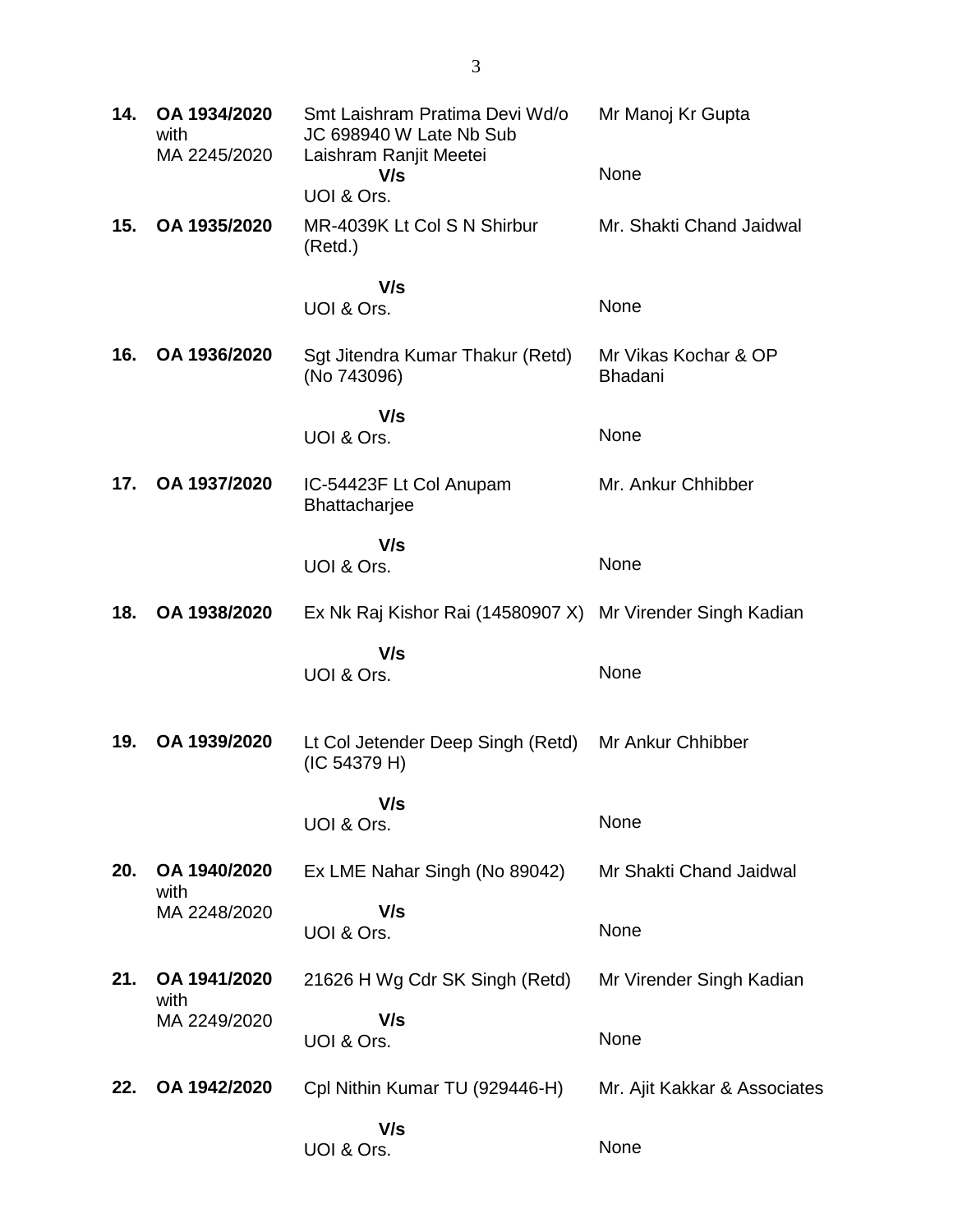| | | | |
|---|---|---|---|
| **14.** | **OA 1934/2020** with MA 2245/2020 | Smt Laishram Pratima Devi Wd/o JC 698940 W Late Nb Sub Laishram Ranjit Meetei **V/s** UOI & Ors. | Mr Manoj Kr Gupta<br><br>None |
| **15.** | **OA 1935/2020** | MR-4039K Lt Col S N Shirbur (Retd.) **V/s** UOI & Ors. | Mr. Shakti Chand Jaidwal<br><br>None |
| **16.** | **OA 1936/2020** | Sgt Jitendra Kumar Thakur (Retd) (No 743096) **V/s** UOI & Ors. | Mr Vikas Kochar & OP Bhadani<br><br>None |
| **17.** | **OA 1937/2020** | IC-54423F Lt Col Anupam Bhattacharjee **V/s** UOI & Ors. | Mr. Ankur Chhibber<br><br>None |
| **18.** | **OA 1938/2020** | Ex Nk Raj Kishor Rai (14580907 X) **V/s** UOI & Ors. | Mr Virender Singh Kadian<br><br>None |
| **19.** | **OA 1939/2020** | Lt Col Jetender Deep Singh (Retd) (IC 54379 H) **V/s** UOI & Ors. | Mr Ankur Chhibber<br><br>None |
| **20.** | **OA 1940/2020** with MA 2248/2020 | Ex LME Nahar Singh (No 89042) **V/s** UOI & Ors. | Mr Shakti Chand Jaidwal<br><br>None |
| **21.** | **OA 1941/2020** with MA 2249/2020 | 21626 H Wg Cdr SK Singh (Retd) **V/s** UOI & Ors. | Mr Virender Singh Kadian<br><br>None |
| **22.** | **OA 1942/2020** | Cpl Nithin Kumar TU (929446-H) **V/s** UOI & Ors. | Mr. Ajit Kakkar & Associates<br><br>None |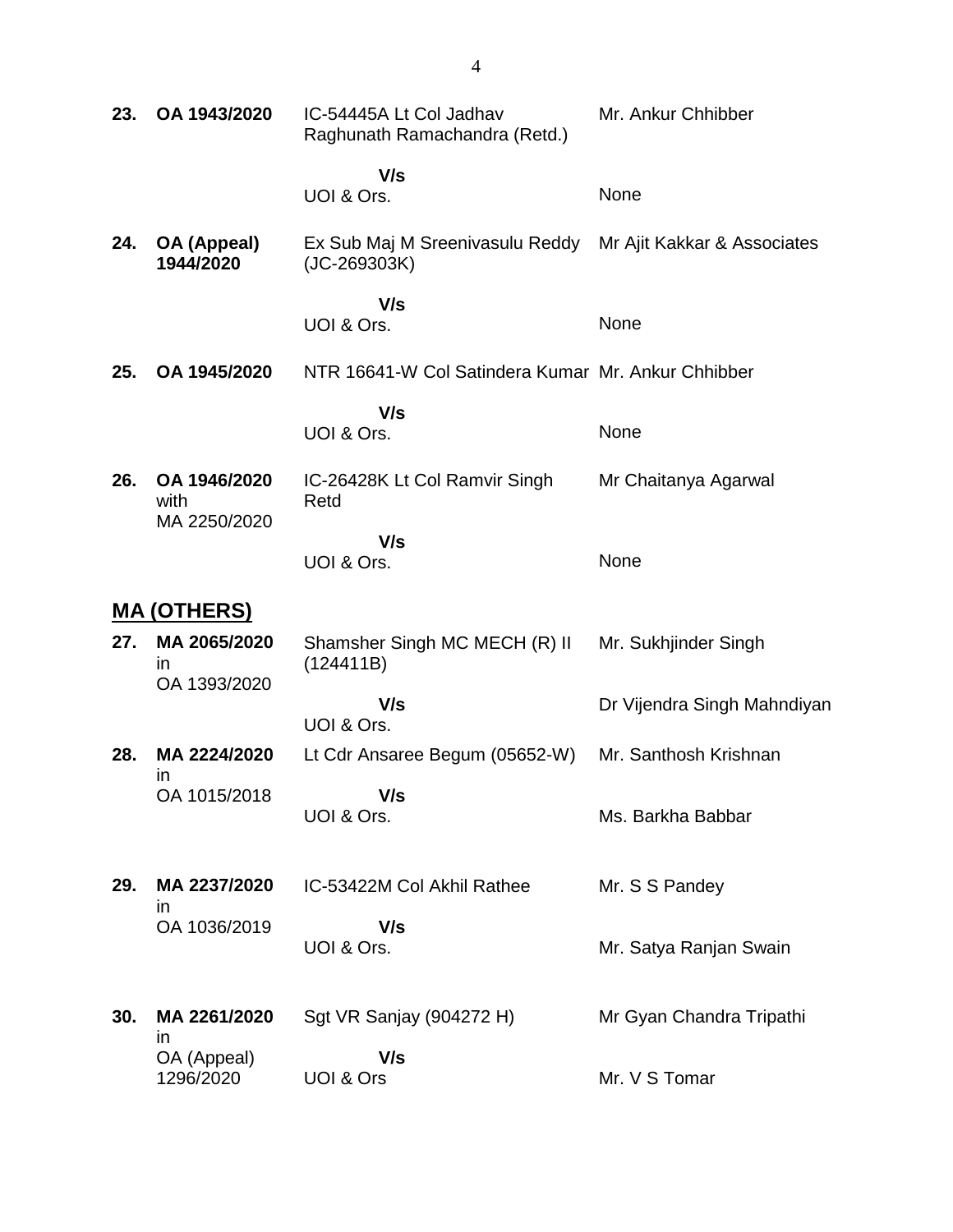| | | | |
|---|---|---|---|
| **23.** | **OA 1943/2020** | IC-54445A Lt Col Jadhav Raghunath Ramachandra (Retd.) | Mr. Ankur Chhibber |
| | | **V/s** UOI & Ors. | None |
| **24.** | **OA (Appeal) 1944/2020** | Ex Sub Maj M Sreenivasulu Reddy (JC-269303K) | Mr Ajit Kakkar & Associates |
| | | **V/s** UOI & Ors. | None |
| **25.** | **OA 1945/2020** | NTR 16641-W Col Satindera Kumar | Mr. Ankur Chhibber |
| | | **V/s** UOI & Ors. | None |
| **26.** | **OA 1946/2020** with MA 2250/2020 | IC-26428K Lt Col Ramvir Singh Retd | Mr Chaitanya Agarwal |
| | | **V/s** UOI & Ors. | None |

## MA (OTHERS)

| | | | |
|---|---|---|---|
| **27.** | **MA 2065/2020** in OA 1393/2020 | Shamsher Singh MC MECH (R) II (124411B) | Mr. Sukhjinder Singh |
| | | **V/s** UOI & Ors. | Dr Vijendra Singh Mahndiyan |
| **28.** | **MA 2224/2020** in OA 1015/2018 | Lt Cdr Ansaree Begum (05652-W) | Mr. Santhosh Krishnan |
| | | **V/s** UOI & Ors. | Ms. Barkha Babbar |
| **29.** | **MA 2237/2020** in OA 1036/2019 | IC-53422M Col Akhil Rathee | Mr. S S Pandey |
| | | **V/s** UOI & Ors. | Mr. Satya Ranjan Swain |
| **30.** | **MA 2261/2020** in OA (Appeal) 1296/2020 | Sgt VR Sanjay (904272 H) | Mr Gyan Chandra Tripathi |
| | | **V/s** UOI & Ors | Mr. V S Tomar |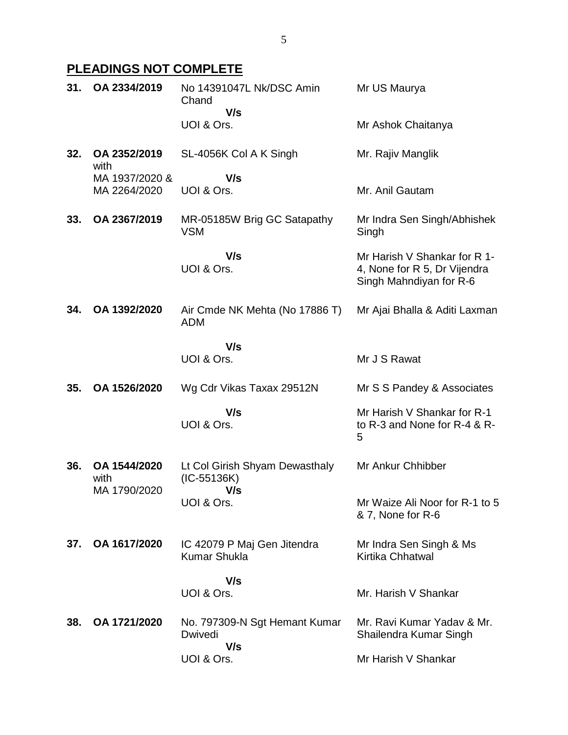## PLEADINGS NOT COMPLETE

| | | | |
|---|---|---|---|
| **31.** | **OA 2334/2019** | No 14391047L Nk/DSC Amin Chand<br>**V/s**<br>UOI & Ors. | Mr US Maurya<br><br>Mr Ashok Chaitanya |
| **32.** | **OA 2352/2019** with MA 1937/2020 & MA 2264/2020 | SL-4056K Col A K Singh<br>**V/s**<br>UOI & Ors. | Mr. Rajiv Manglik<br><br>Mr. Anil Gautam |
| **33.** | **OA 2367/2019** | MR-05185W Brig GC Satapathy VSM<br>**V/s**<br>UOI & Ors. | Mr Indra Sen Singh/Abhishek Singh<br><br>Mr Harish V Shankar for R 1-4, None for R 5, Dr Vijendra Singh Mahndiyan for R-6 |
| **34.** | **OA 1392/2020** | Air Cmde NK Mehta (No 17886 T) ADM<br>**V/s**<br>UOI & Ors. | Mr Ajai Bhalla & Aditi Laxman<br><br>Mr J S Rawat |
| **35.** | **OA 1526/2020** | Wg Cdr Vikas Taxax 29512N<br>**V/s**<br>UOI & Ors. | Mr S S Pandey & Associates<br><br>Mr Harish V Shankar for R-1 to R-3 and None for R-4 & R-5 |
| **36.** | **OA 1544/2020** with MA 1790/2020 | Lt Col Girish Shyam Dewasthaly (IC-55136K)<br>**V/s**<br>UOI & Ors. | Mr Ankur Chhibber<br><br>Mr Waize Ali Noor for R-1 to 5 & 7, None for R-6 |
| **37.** | **OA 1617/2020** | IC 42079 P Maj Gen Jitendra Kumar Shukla<br>**V/s**<br>UOI & Ors. | Mr Indra Sen Singh & Ms Kirtika Chhatwal<br><br>Mr. Harish V Shankar |
| **38.** | **OA 1721/2020** | No. 797309-N Sgt Hemant Kumar Dwivedi<br>**V/s**<br>UOI & Ors. | Mr. Ravi Kumar Yadav & Mr. Shailendra Kumar Singh<br><br>Mr Harish V Shankar |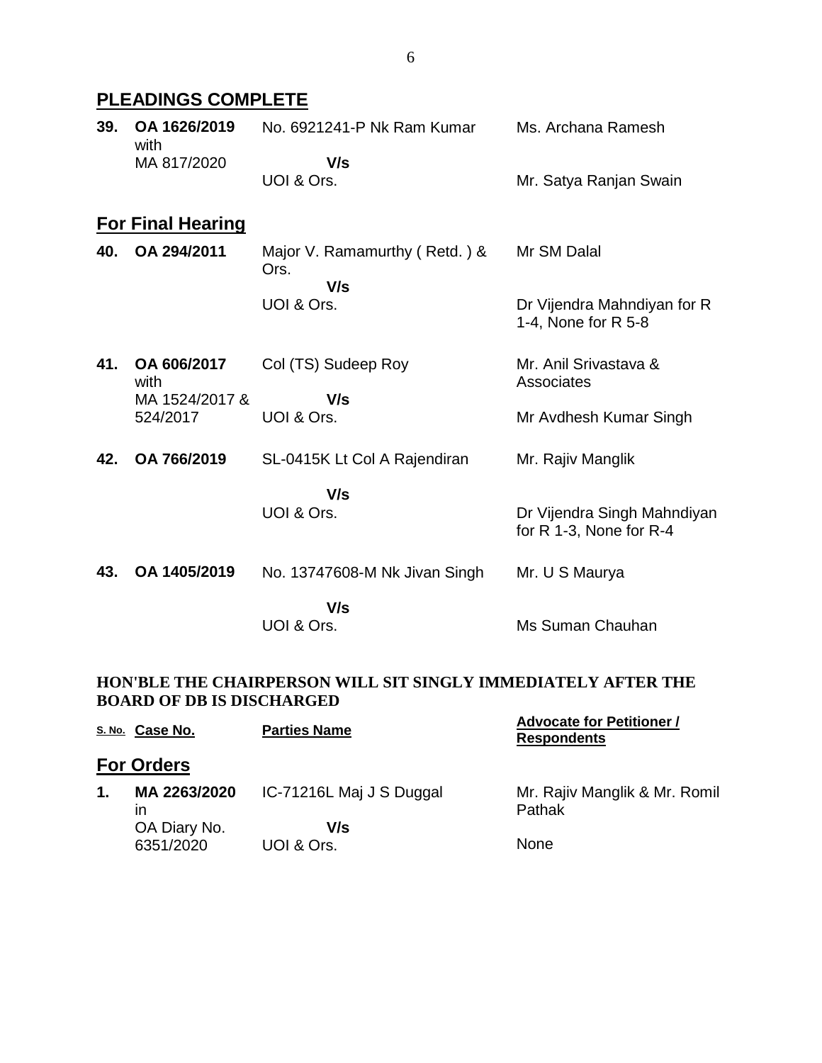## PLEADINGS COMPLETE

| | | | |
|---|---|---|---|
| **39.** | **OA 1626/2019** with MA 817/2020 | No. 6921241-P Nk Ram Kumar **V/s** UOI & Ors. | Ms. Archana Ramesh<br><br>Mr. Satya Ranjan Swain |

## For Final Hearing

| | | | |
|---|---|---|---|
| **40.** | **OA 294/2011** | Major V. Ramamurthy ( Retd. ) & Ors. **V/s** UOI & Ors. | Mr SM Dalal<br><br>Dr Vijendra Mahndiyan for R 1-4, None for R 5-8 |
| **41.** | **OA 606/2017** with MA 1524/2017 & 524/2017 | Col (TS) Sudeep Roy **V/s** UOI & Ors. | Mr. Anil Srivastava & Associates<br><br>Mr Avdhesh Kumar Singh |
| **42.** | **OA 766/2019** | SL-0415K Lt Col A Rajendiran **V/s** UOI & Ors. | Mr. Rajiv Manglik<br><br>Dr Vijendra Singh Mahndiyan for R 1-3, None for R-4 |
| **43.** | **OA 1405/2019** | No. 13747608-M Nk Jivan Singh **V/s** UOI & Ors. | Mr. U S Maurya<br><br>Ms Suman Chauhan |

**HON'BLE THE CHAIRPERSON WILL SIT SINGLY IMMEDIATELY AFTER THE BOARD OF DB IS DISCHARGED**

| S. No. | Case No. | Parties Name | Advocate for Petitioner / Respondents |
|---|---|---|---|

## For Orders

| | | | |
|---|---|---|---|
| **1.** | **MA 2263/2020** in OA Diary No. 6351/2020 | IC-71216L Maj J S Duggal **V/s** UOI & Ors. | Mr. Rajiv Manglik & Mr. Romil Pathak<br><br>None |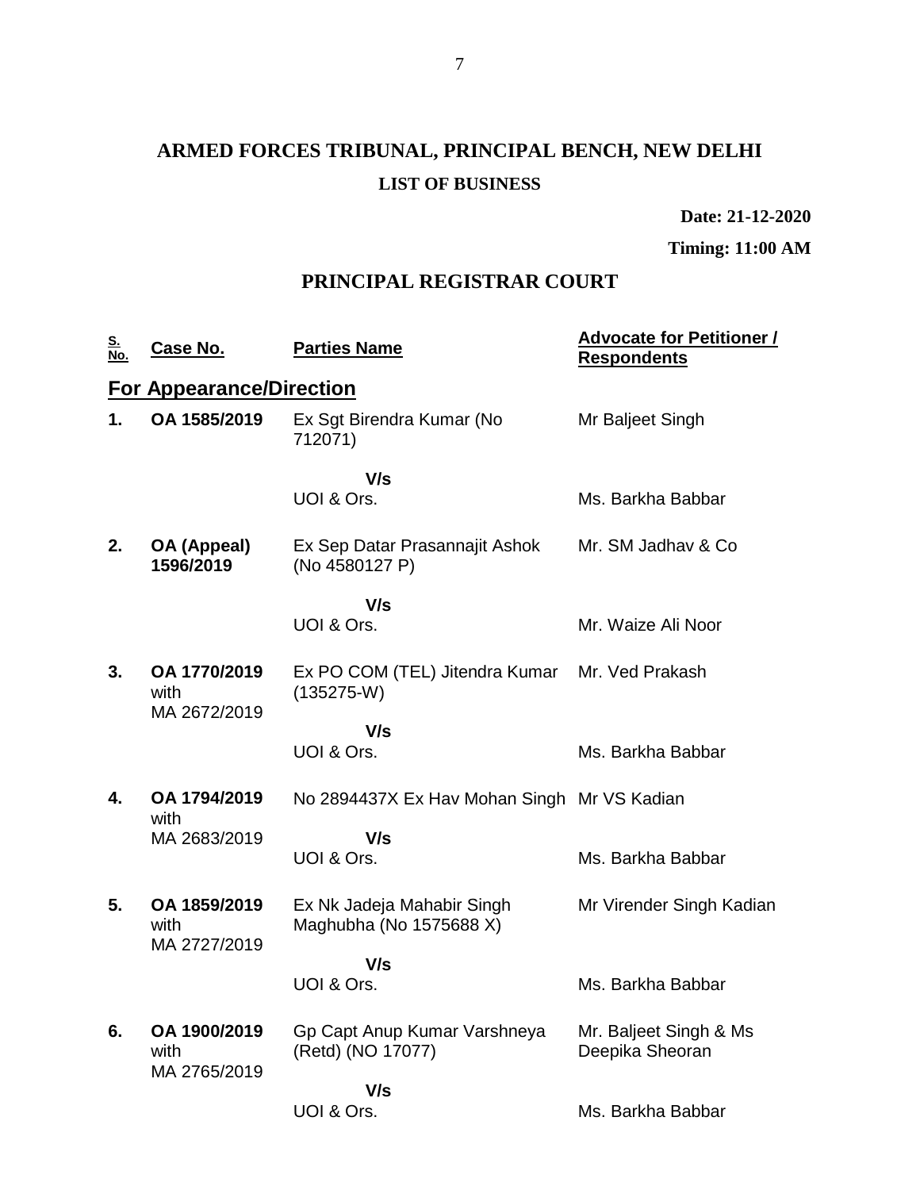# ARMED FORCES TRIBUNAL, PRINCIPAL BENCH, NEW DELHI

**LIST OF BUSINESS**

**Date: 21-12-2020**

**Timing: 11:00 AM**

## PRINCIPAL REGISTRAR COURT

| S. No. | Case No. | Parties Name | Advocate for Petitioner / Respondents |
|---|---|---|---|
| **For Appearance/Direction** | | | |
| **1.** | **OA 1585/2019** | Ex Sgt Birendra Kumar (No 712071)<br><br>**V/s**<br>UOI & Ors. | Mr Baljeet Singh<br><br><br>Ms. Barkha Babbar |
| **2.** | **OA (Appeal) 1596/2019** | Ex Sep Datar Prasannajit Ashok (No 4580127 P)<br><br>**V/s**<br>UOI & Ors. | Mr. SM Jadhav & Co<br><br><br>Mr. Waize Ali Noor |
| **3.** | **OA 1770/2019** with MA 2672/2019 | Ex PO COM (TEL) Jitendra Kumar (135275-W)<br><br>**V/s**<br>UOI & Ors. | Mr. Ved Prakash<br><br><br>Ms. Barkha Babbar |
| **4.** | **OA 1794/2019** with MA 2683/2019 | No 2894437X Ex Hav Mohan Singh<br><br>**V/s**<br>UOI & Ors. | Mr VS Kadian<br><br><br>Ms. Barkha Babbar |
| **5.** | **OA 1859/2019** with MA 2727/2019 | Ex Nk Jadeja Mahabir Singh Maghubha (No 1575688 X)<br><br>**V/s**<br>UOI & Ors. | Mr Virender Singh Kadian<br><br><br>Ms. Barkha Babbar |
| **6.** | **OA 1900/2019** with MA 2765/2019 | Gp Capt Anup Kumar Varshneya (Retd) (NO 17077)<br><br>**V/s**<br>UOI & Ors. | Mr. Baljeet Singh & Ms Deepika Sheoran<br><br><br>Ms. Barkha Babbar |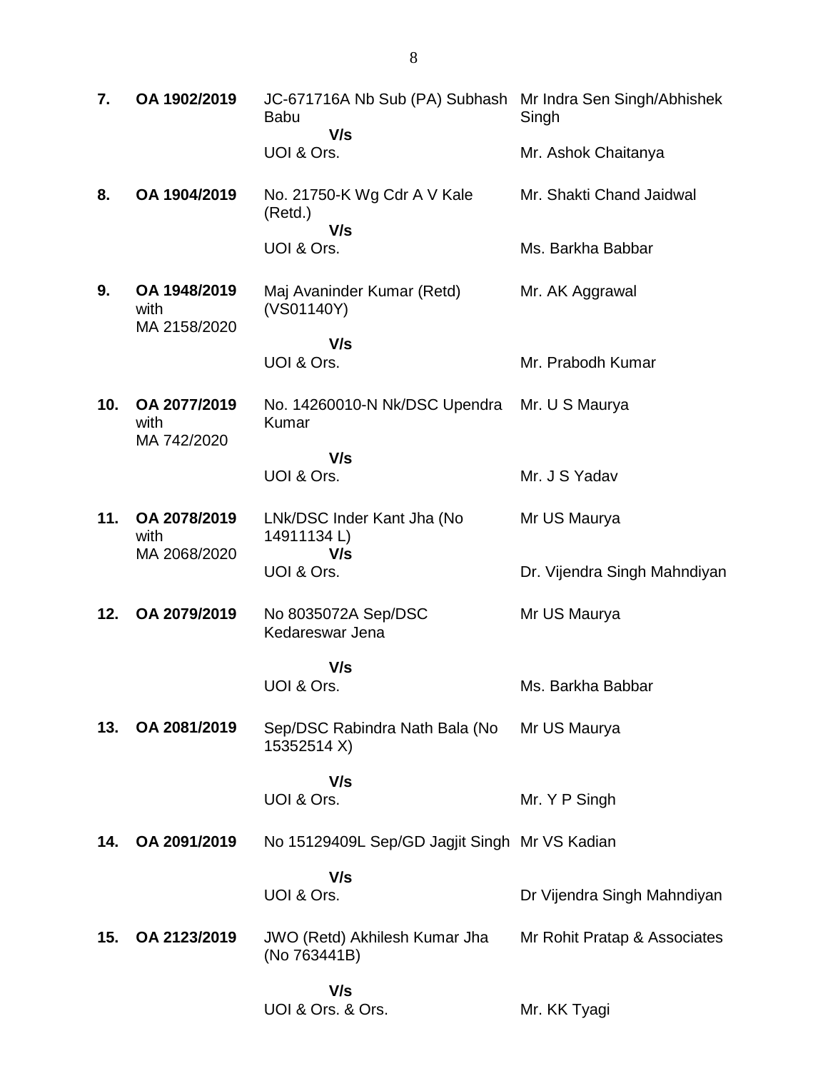| | | | |
|---|---|---|---|
| **7.** | **OA 1902/2019** | JC-671716A Nb Sub (PA) Subhash Babu<br>**V/s**<br>UOI & Ors. | Mr Indra Sen Singh/Abhishek Singh<br><br>Mr. Ashok Chaitanya |
| **8.** | **OA 1904/2019** | No. 21750-K Wg Cdr A V Kale (Retd.)<br>**V/s**<br>UOI & Ors. | Mr. Shakti Chand Jaidwal<br><br>Ms. Barkha Babbar |
| **9.** | **OA 1948/2019**<br>with<br>MA 2158/2020 | Maj Avaninder Kumar (Retd) (VS01140Y)<br>**V/s**<br>UOI & Ors. | Mr. AK Aggrawal<br><br>Mr. Prabodh Kumar |
| **10.** | **OA 2077/2019**<br>with<br>MA 742/2020 | No. 14260010-N Nk/DSC Upendra Kumar<br>**V/s**<br>UOI & Ors. | Mr. U S Maurya<br><br>Mr. J S Yadav |
| **11.** | **OA 2078/2019**<br>with<br>MA 2068/2020 | LNk/DSC Inder Kant Jha (No 14911134 L)<br>**V/s**<br>UOI & Ors. | Mr US Maurya<br><br>Dr. Vijendra Singh Mahndiyan |
| **12.** | **OA 2079/2019** | No 8035072A Sep/DSC Kedareswar Jena<br>**V/s**<br>UOI & Ors. | Mr US Maurya<br><br>Ms. Barkha Babbar |
| **13.** | **OA 2081/2019** | Sep/DSC Rabindra Nath Bala (No 15352514 X)<br>**V/s**<br>UOI & Ors. | Mr US Maurya<br><br>Mr. Y P Singh |
| **14.** | **OA 2091/2019** | No 15129409L Sep/GD Jagjit Singh<br>**V/s**<br>UOI & Ors. | Mr VS Kadian<br><br>Dr Vijendra Singh Mahndiyan |
| **15.** | **OA 2123/2019** | JWO (Retd) Akhilesh Kumar Jha (No 763441B)<br>**V/s**<br>UOI & Ors. & Ors. | Mr Rohit Pratap & Associates<br><br>Mr. KK Tyagi |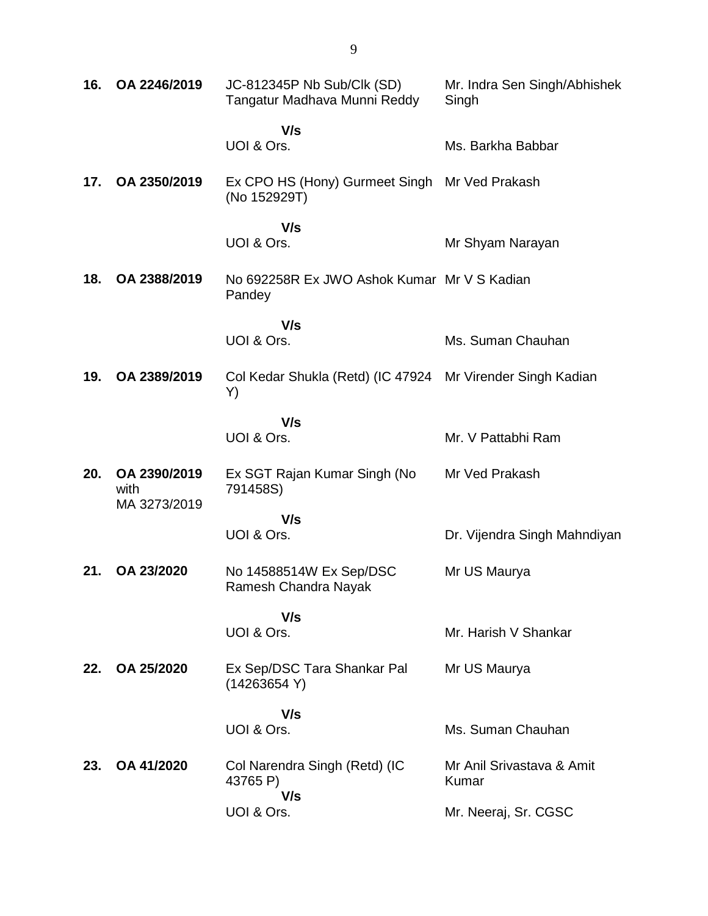| | | | |
|---|---|---|---|
| **16.** | **OA 2246/2019** | JC-812345P Nb Sub/Clk (SD) Tangatur Madhava Munni Reddy | Mr. Indra Sen Singh/Abhishek Singh |
| | | **V/s** | |
| | | UOI & Ors. | Ms. Barkha Babbar |
| **17.** | **OA 2350/2019** | Ex CPO HS (Hony) Gurmeet Singh (No 152929T) | Mr Ved Prakash |
| | | **V/s** | |
| | | UOI & Ors. | Mr Shyam Narayan |
| **18.** | **OA 2388/2019** | No 692258R Ex JWO Ashok Kumar Pandey | Mr V S Kadian |
| | | **V/s** | |
| | | UOI & Ors. | Ms. Suman Chauhan |
| **19.** | **OA 2389/2019** | Col Kedar Shukla (Retd) (IC 47924 Y) | Mr Virender Singh Kadian |
| | | **V/s** | |
| | | UOI & Ors. | Mr. V Pattabhi Ram |
| **20.** | **OA 2390/2019** with MA 3273/2019 | Ex SGT Rajan Kumar Singh (No 791458S) | Mr Ved Prakash |
| | | **V/s** | |
| | | UOI & Ors. | Dr. Vijendra Singh Mahndiyan |
| **21.** | **OA 23/2020** | No 14588514W Ex Sep/DSC Ramesh Chandra Nayak | Mr US Maurya |
| | | **V/s** | |
| | | UOI & Ors. | Mr. Harish V Shankar |
| **22.** | **OA 25/2020** | Ex Sep/DSC Tara Shankar Pal (14263654 Y) | Mr US Maurya |
| | | **V/s** | |
| | | UOI & Ors. | Ms. Suman Chauhan |
| **23.** | **OA 41/2020** | Col Narendra Singh (Retd) (IC 43765 P) | Mr Anil Srivastava & Amit Kumar |
| | | **V/s** | |
| | | UOI & Ors. | Mr. Neeraj, Sr. CGSC |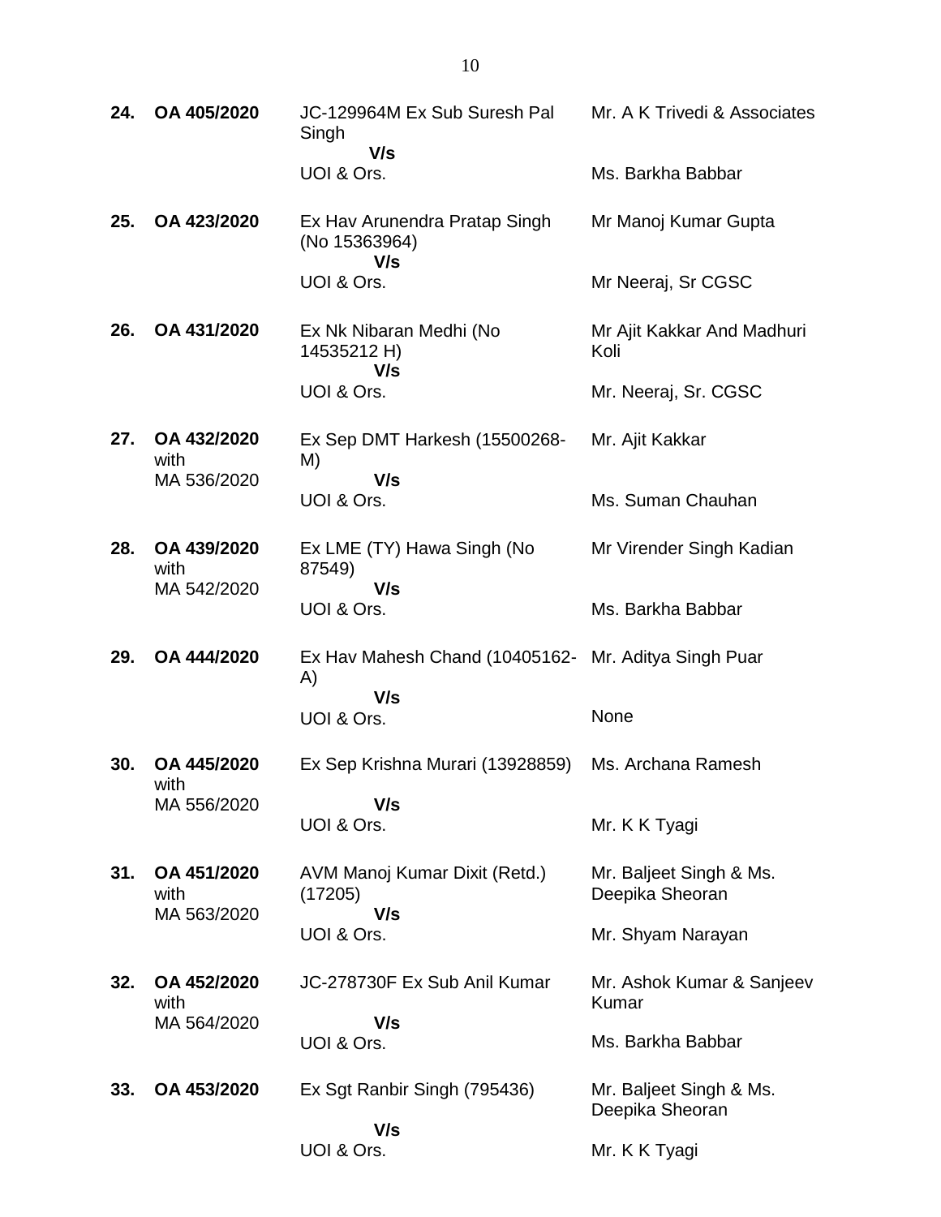| | | | |
|---|---|---|---|
| **24.** | **OA 405/2020** | JC-129964M Ex Sub Suresh Pal Singh<br>**V/s**<br>UOI & Ors. | Mr. A K Trivedi & Associates<br><br>Ms. Barkha Babbar |
| **25.** | **OA 423/2020** | Ex Hav Arunendra Pratap Singh (No 15363964)<br>**V/s**<br>UOI & Ors. | Mr Manoj Kumar Gupta<br><br>Mr Neeraj, Sr CGSC |
| **26.** | **OA 431/2020** | Ex Nk Nibaran Medhi (No 14535212 H)<br>**V/s**<br>UOI & Ors. | Mr Ajit Kakkar And Madhuri Koli<br><br>Mr. Neeraj, Sr. CGSC |
| **27.** | **OA 432/2020** with MA 536/2020 | Ex Sep DMT Harkesh (15500268-M)<br>**V/s**<br>UOI & Ors. | Mr. Ajit Kakkar<br><br>Ms. Suman Chauhan |
| **28.** | **OA 439/2020** with MA 542/2020 | Ex LME (TY) Hawa Singh (No 87549)<br>**V/s**<br>UOI & Ors. | Mr Virender Singh Kadian<br><br>Ms. Barkha Babbar |
| **29.** | **OA 444/2020** | Ex Hav Mahesh Chand (10405162-A)<br>**V/s**<br>UOI & Ors. | Mr. Aditya Singh Puar<br><br>None |
| **30.** | **OA 445/2020** with MA 556/2020 | Ex Sep Krishna Murari (13928859)<br>**V/s**<br>UOI & Ors. | Ms. Archana Ramesh<br><br>Mr. K K Tyagi |
| **31.** | **OA 451/2020** with MA 563/2020 | AVM Manoj Kumar Dixit (Retd.) (17205)<br>**V/s**<br>UOI & Ors. | Mr. Baljeet Singh & Ms. Deepika Sheoran<br><br>Mr. Shyam Narayan |
| **32.** | **OA 452/2020** with MA 564/2020 | JC-278730F Ex Sub Anil Kumar<br>**V/s**<br>UOI & Ors. | Mr. Ashok Kumar & Sanjeev Kumar<br><br>Ms. Barkha Babbar |
| **33.** | **OA 453/2020** | Ex Sgt Ranbir Singh (795436)<br>**V/s**<br>UOI & Ors. | Mr. Baljeet Singh & Ms. Deepika Sheoran<br><br>Mr. K K Tyagi |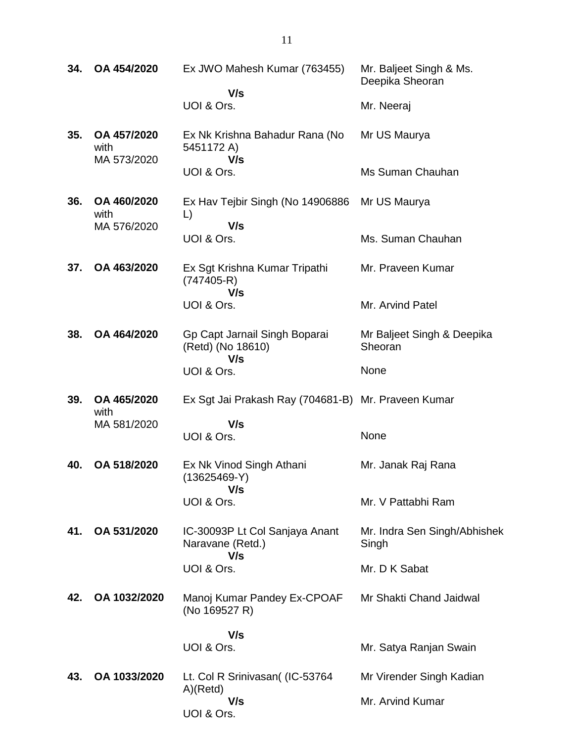| | | | |
|---|---|---|---|
| **34.** | **OA 454/2020** | Ex JWO Mahesh Kumar (763455)<br>**V/s**<br>UOI & Ors. | Mr. Baljeet Singh & Ms. Deepika Sheoran<br><br>Mr. Neeraj |
| **35.** | **OA 457/2020** with MA 573/2020 | Ex Nk Krishna Bahadur Rana (No 5451172 A)<br>**V/s**<br>UOI & Ors. | Mr US Maurya<br><br>Ms Suman Chauhan |
| **36.** | **OA 460/2020** with MA 576/2020 | Ex Hav Tejbir Singh (No 14906886 L)<br>**V/s**<br>UOI & Ors. | Mr US Maurya<br><br>Ms. Suman Chauhan |
| **37.** | **OA 463/2020** | Ex Sgt Krishna Kumar Tripathi (747405-R)<br>**V/s**<br>UOI & Ors. | Mr. Praveen Kumar<br><br>Mr. Arvind Patel |
| **38.** | **OA 464/2020** | Gp Capt Jarnail Singh Boparai (Retd) (No 18610)<br>**V/s**<br>UOI & Ors. | Mr Baljeet Singh & Deepika Sheoran<br><br>None |
| **39.** | **OA 465/2020** with MA 581/2020 | Ex Sgt Jai Prakash Ray (704681-B)<br>**V/s**<br>UOI & Ors. | Mr. Praveen Kumar<br><br>None |
| **40.** | **OA 518/2020** | Ex Nk Vinod Singh Athani (13625469-Y)<br>**V/s**<br>UOI & Ors. | Mr. Janak Raj Rana<br><br>Mr. V Pattabhi Ram |
| **41.** | **OA 531/2020** | IC-30093P Lt Col Sanjaya Anant Naravane (Retd.)<br>**V/s**<br>UOI & Ors. | Mr. Indra Sen Singh/Abhishek Singh<br><br>Mr. D K Sabat |
| **42.** | **OA 1032/2020** | Manoj Kumar Pandey Ex-CPOAF (No 169527 R)<br>**V/s**<br>UOI & Ors. | Mr Shakti Chand Jaidwal<br><br>Mr. Satya Ranjan Swain |
| **43.** | **OA 1033/2020** | Lt. Col R Srinivasan( (IC-53764 A)(Retd)<br>**V/s**<br>UOI & Ors. | Mr Virender Singh Kadian<br><br>Mr. Arvind Kumar |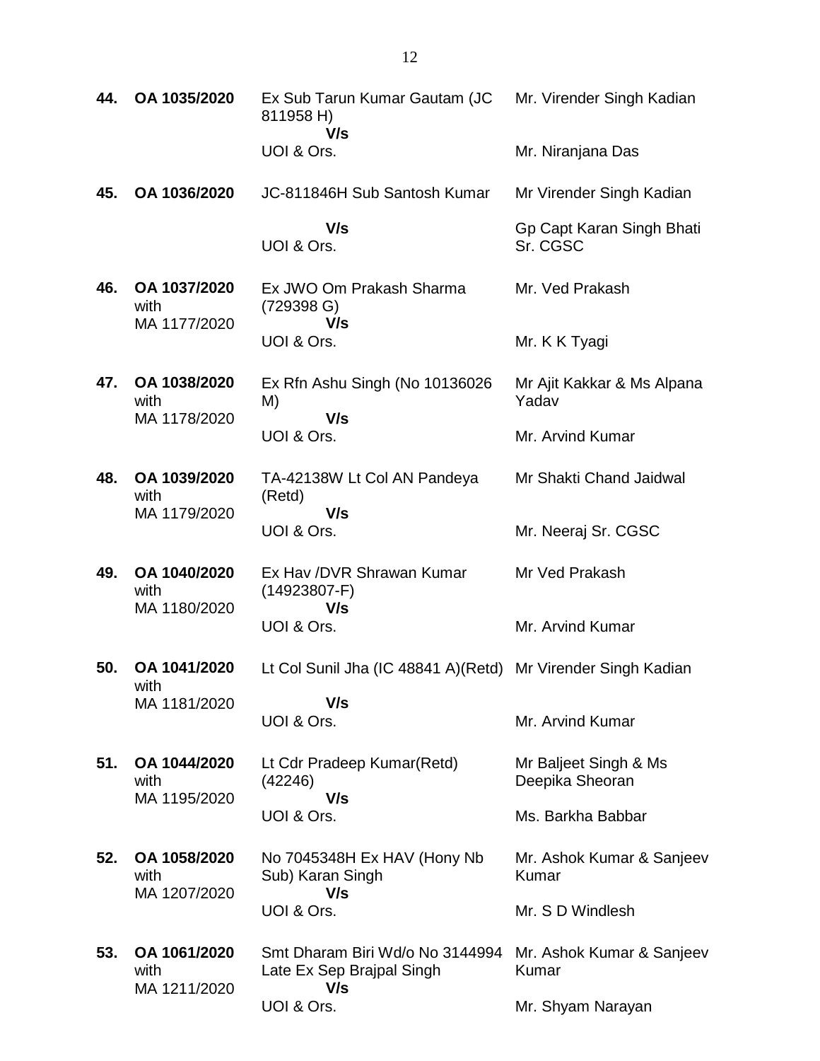| | | | |
|---|---|---|---|
| **44.** | **OA 1035/2020** | Ex Sub Tarun Kumar Gautam (JC 811958 H)<br>**V/s**<br>UOI & Ors. | Mr. Virender Singh Kadian<br><br>Mr. Niranjana Das |
| **45.** | **OA 1036/2020** | JC-811846H Sub Santosh Kumar<br>**V/s**<br>UOI & Ors. | Mr Virender Singh Kadian<br><br>Gp Capt Karan Singh Bhati Sr. CGSC |
| **46.** | **OA 1037/2020** with MA 1177/2020 | Ex JWO Om Prakash Sharma (729398 G)<br>**V/s**<br>UOI & Ors. | Mr. Ved Prakash<br><br>Mr. K K Tyagi |
| **47.** | **OA 1038/2020** with MA 1178/2020 | Ex Rfn Ashu Singh (No 10136026 M)<br>**V/s**<br>UOI & Ors. | Mr Ajit Kakkar & Ms Alpana Yadav<br><br>Mr. Arvind Kumar |
| **48.** | **OA 1039/2020** with MA 1179/2020 | TA-42138W Lt Col AN Pandeya (Retd)<br>**V/s**<br>UOI & Ors. | Mr Shakti Chand Jaidwal<br><br>Mr. Neeraj Sr. CGSC |
| **49.** | **OA 1040/2020** with MA 1180/2020 | Ex Hav /DVR Shrawan Kumar (14923807-F)<br>**V/s**<br>UOI & Ors. | Mr Ved Prakash<br><br>Mr. Arvind Kumar |
| **50.** | **OA 1041/2020** with MA 1181/2020 | Lt Col Sunil Jha (IC 48841 A)(Retd)<br>**V/s**<br>UOI & Ors. | Mr Virender Singh Kadian<br><br>Mr. Arvind Kumar |
| **51.** | **OA 1044/2020** with MA 1195/2020 | Lt Cdr Pradeep Kumar(Retd) (42246)<br>**V/s**<br>UOI & Ors. | Mr Baljeet Singh & Ms Deepika Sheoran<br><br>Ms. Barkha Babbar |
| **52.** | **OA 1058/2020** with MA 1207/2020 | No 7045348H Ex HAV (Hony Nb Sub) Karan Singh<br>**V/s**<br>UOI & Ors. | Mr. Ashok Kumar & Sanjeev Kumar<br><br>Mr. S D Windlesh |
| **53.** | **OA 1061/2020** with MA 1211/2020 | Smt Dharam Biri Wd/o No 3144994 Late Ex Sep Brajpal Singh<br>**V/s**<br>UOI & Ors. | Mr. Ashok Kumar & Sanjeev Kumar<br><br>Mr. Shyam Narayan |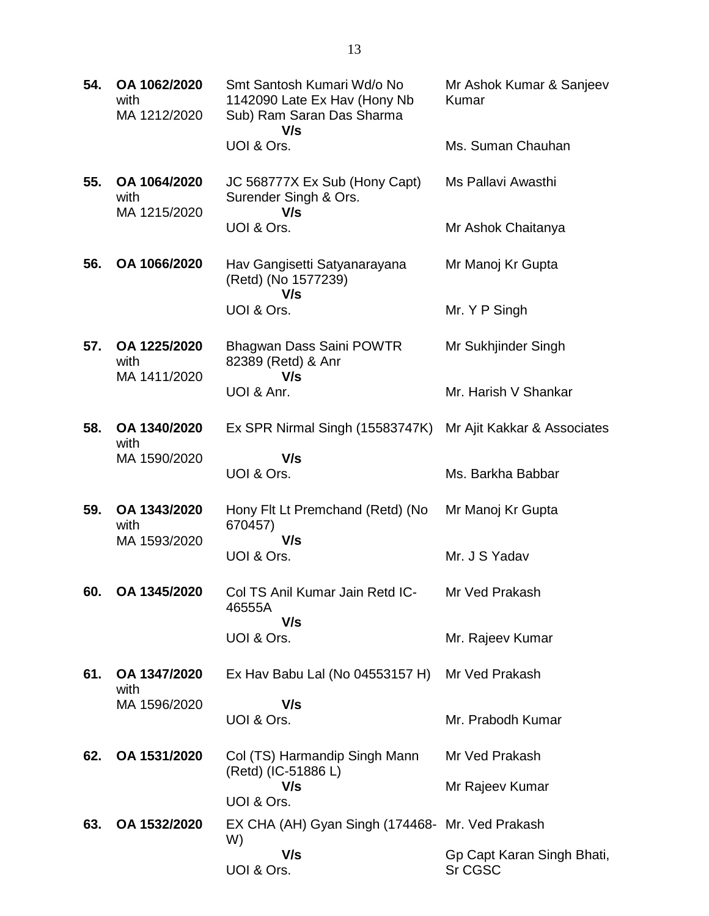| | | | |
|---|---|---|---|
| **54.** | **OA 1062/2020** with MA 1212/2020 | Smt Santosh Kumari Wd/o No 1142090 Late Ex Hav (Hony Nb Sub) Ram Saran Das Sharma **V/s** UOI & Ors. | Mr Ashok Kumar & Sanjeev Kumar<br><br>Ms. Suman Chauhan |
| **55.** | **OA 1064/2020** with MA 1215/2020 | JC 568777X Ex Sub (Hony Capt) Surender Singh & Ors. **V/s** UOI & Ors. | Ms Pallavi Awasthi<br><br>Mr Ashok Chaitanya |
| **56.** | **OA 1066/2020** | Hav Gangisetti Satyanarayana (Retd) (No 1577239) **V/s** UOI & Ors. | Mr Manoj Kr Gupta<br><br>Mr. Y P Singh |
| **57.** | **OA 1225/2020** with MA 1411/2020 | Bhagwan Dass Saini POWTR 82389 (Retd) & Anr **V/s** UOI & Anr. | Mr Sukhjinder Singh<br><br>Mr. Harish V Shankar |
| **58.** | **OA 1340/2020** with MA 1590/2020 | Ex SPR Nirmal Singh (15583747K) **V/s** UOI & Ors. | Mr Ajit Kakkar & Associates<br><br>Ms. Barkha Babbar |
| **59.** | **OA 1343/2020** with MA 1593/2020 | Hony Flt Lt Premchand (Retd) (No 670457) **V/s** UOI & Ors. | Mr Manoj Kr Gupta<br><br>Mr. J S Yadav |
| **60.** | **OA 1345/2020** | Col TS Anil Kumar Jain Retd IC-46555A **V/s** UOI & Ors. | Mr Ved Prakash<br><br>Mr. Rajeev Kumar |
| **61.** | **OA 1347/2020** with MA 1596/2020 | Ex Hav Babu Lal (No 04553157 H) **V/s** UOI & Ors. | Mr Ved Prakash<br><br>Mr. Prabodh Kumar |
| **62.** | **OA 1531/2020** | Col (TS) Harmandip Singh Mann (Retd) (IC-51886 L) **V/s** UOI & Ors. | Mr Ved Prakash<br><br>Mr Rajeev Kumar |
| **63.** | **OA 1532/2020** | EX CHA (AH) Gyan Singh (174468-W) **V/s** UOI & Ors. | Mr. Ved Prakash<br><br>Gp Capt Karan Singh Bhati, Sr CGSC |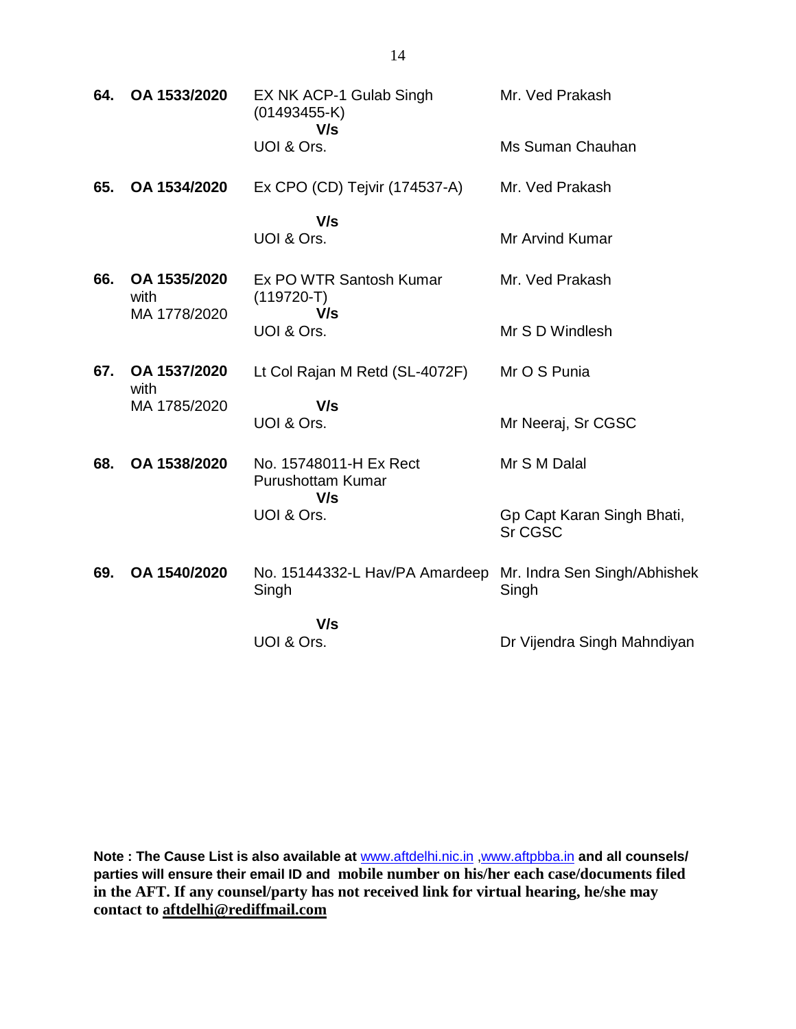| | | | |
|---|---|---|---|
| **64.** | **OA 1533/2020** | EX NK ACP-1 Gulab Singh (01493455-K)<br>**V/s**<br>UOI & Ors. | Mr. Ved Prakash<br><br>Ms Suman Chauhan |
| **65.** | **OA 1534/2020** | Ex CPO (CD) Tejvir (174537-A)<br>**V/s**<br>UOI & Ors. | Mr. Ved Prakash<br><br>Mr Arvind Kumar |
| **66.** | **OA 1535/2020** with MA 1778/2020 | Ex PO WTR Santosh Kumar (119720-T)<br>**V/s**<br>UOI & Ors. | Mr. Ved Prakash<br><br>Mr S D Windlesh |
| **67.** | **OA 1537/2020** with MA 1785/2020 | Lt Col Rajan M Retd (SL-4072F)<br>**V/s**<br>UOI & Ors. | Mr O S Punia<br><br>Mr Neeraj, Sr CGSC |
| **68.** | **OA 1538/2020** | No. 15748011-H Ex Rect Purushottam Kumar<br>**V/s**<br>UOI & Ors. | Mr S M Dalal<br><br>Gp Capt Karan Singh Bhati, Sr CGSC |
| **69.** | **OA 1540/2020** | No. 15144332-L Hav/PA Amardeep Singh<br>**V/s**<br>UOI & Ors. | Mr. Indra Sen Singh/Abhishek Singh<br><br>Dr Vijendra Singh Mahndiyan |

**Note : The Cause List is also available at** www.aftdelhi.nic.in ,www.aftpbba.in **and all counsels/ parties will ensure their email ID and mobile number on his/her each case/documents filed in the AFT. If any counsel/party has not received link for virtual hearing, he/she may contact to aftdelhi@rediffmail.com**